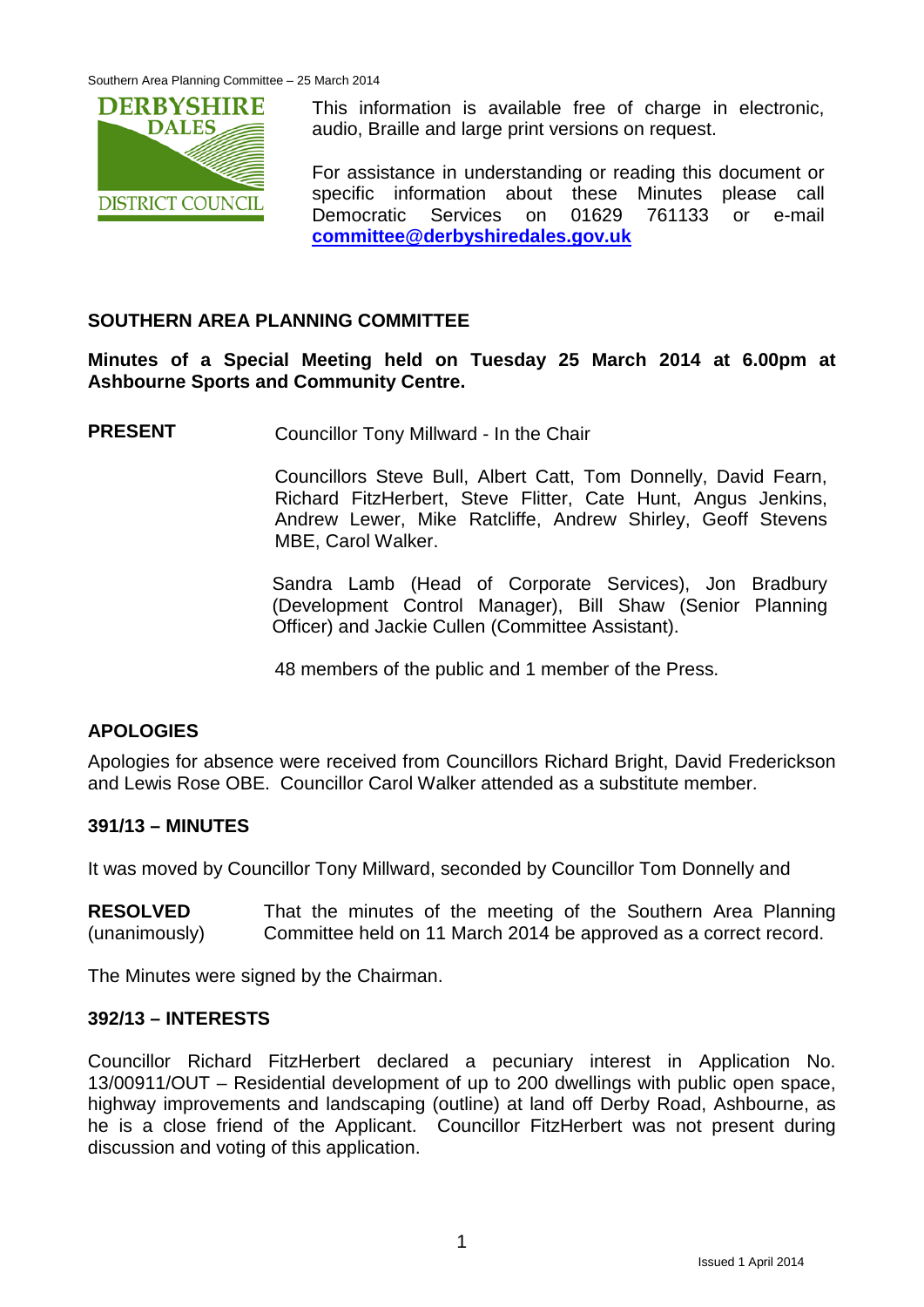This information is available free of charge in electronic, audio, Braille and large print versions on request.

For assistance in understanding or reading this document or specific information about these Minutes please call Democratic Services on 01629 761133 or e-mail **committee@derbyshiredales.gov.uk**

## SOUTHERN AREA PLANNING COMMITTEE

**Minutes of a Special Meeting held on Tuesday 25 March 2014 at 6.00pm at Ashbourne Sports and Community Centre.**

**PRESENT**

Councillor Tony Millward - In the Chair

Councillors Steve Bull, Albert Catt, Tom Donnelly, David Fearn, Richard FitzHerbert, Steve Flitter, Cate Hunt, Angus Jenkins, Andrew Lewer, Mike Ratcliffe, Andrew Shirley, Geoff Stevens MBE, Carol Walker.

Sandra Lamb (Head of Corporate Services), Jon Bradbury (Development Control Manager), Bill Shaw (Senior Planning Officer) and Jackie Cullen (Committee Assistant).

48 members of the public and 1 member of the Press.

### APOLOGIES

Apologies for absence were received from Councillors Richard Bright, David Frederickson and Lewis Rose OBE. Councillor Carol Walker attended as a substitute member.

### 391/13 – MINUTES

It was moved by Councillor Tony Millward, seconded by Councillor Tom Donnelly and

**RESOLVED** (unanimously) That the minutes of the meeting of the Southern Area Planning Committee held on 11 March 2014 be approved as a correct record.

The Minutes were signed by the Chairman.

### 392/13 – INTERESTS

Councillor Richard FitzHerbert declared a pecuniary interest in Application No. 13/00911/OUT – Residential development of up to 200 dwellings with public open space, highway improvements and landscaping (outline) at land off Derby Road, Ashbourne, as he is a close friend of the Applicant. Councillor FitzHerbert was not present during discussion and voting of this application.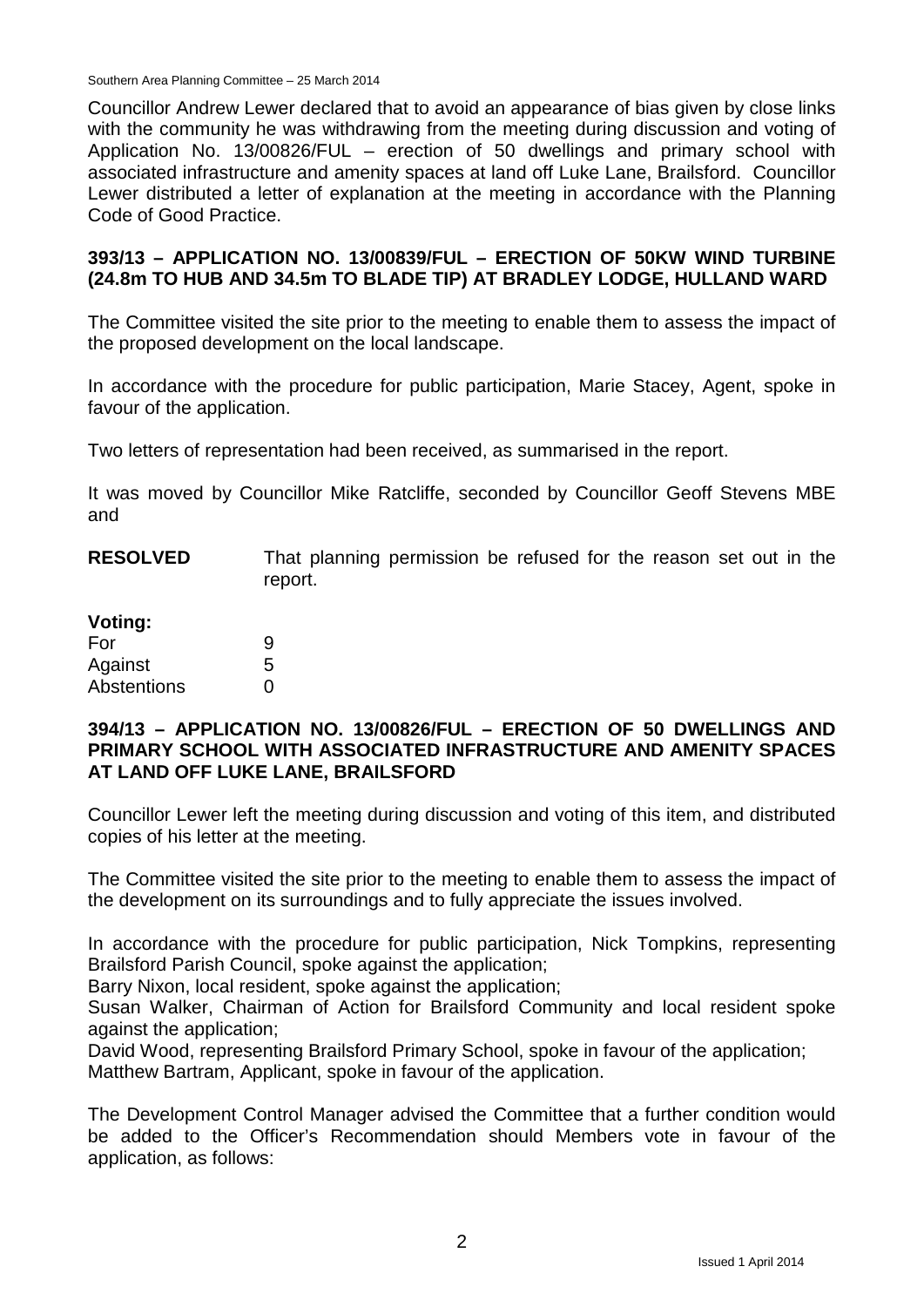Councillor Andrew Lewer declared that to avoid an appearance of bias given by close links with the community he was withdrawing from the meeting during discussion and voting of Application No. 13/00826/FUL – erection of 50 dwellings and primary school with associated infrastructure and amenity spaces at land off Luke Lane, Brailsford. Councillor Lewer distributed a letter of explanation at the meeting in accordance with the Planning Code of Good Practice.

## 393/13 – APPLICATION NO. 13/00839/FUL – ERECTION OF 50KW WIND TURBINE (24.8m TO HUB AND 34.5m TO BLADE TIP) AT BRADLEY LODGE, HULLAND WARD

The Committee visited the site prior to the meeting to enable them to assess the impact of the proposed development on the local landscape.

In accordance with the procedure for public participation, Marie Stacey, Agent, spoke in favour of the application.

Two letters of representation had been received, as summarised in the report.

It was moved by Councillor Mike Ratcliffe, seconded by Councillor Geoff Stevens MBE and

**RESOLVED** That planning permission be refused for the reason set out in the report.

**Voting:**

| | |
|---|---|
| For | 9 |
| Against | 5 |
| Abstentions | 0 |

## 394/13 – APPLICATION NO. 13/00826/FUL – ERECTION OF 50 DWELLINGS AND PRIMARY SCHOOL WITH ASSOCIATED INFRASTRUCTURE AND AMENITY SPACES AT LAND OFF LUKE LANE, BRAILSFORD

Councillor Lewer left the meeting during discussion and voting of this item, and distributed copies of his letter at the meeting.

The Committee visited the site prior to the meeting to enable them to assess the impact of the development on its surroundings and to fully appreciate the issues involved.

In accordance with the procedure for public participation, Nick Tompkins, representing Brailsford Parish Council, spoke against the application;
Barry Nixon, local resident, spoke against the application;
Susan Walker, Chairman of Action for Brailsford Community and local resident spoke against the application;
David Wood, representing Brailsford Primary School, spoke in favour of the application;
Matthew Bartram, Applicant, spoke in favour of the application.

The Development Control Manager advised the Committee that a further condition would be added to the Officer's Recommendation should Members vote in favour of the application, as follows: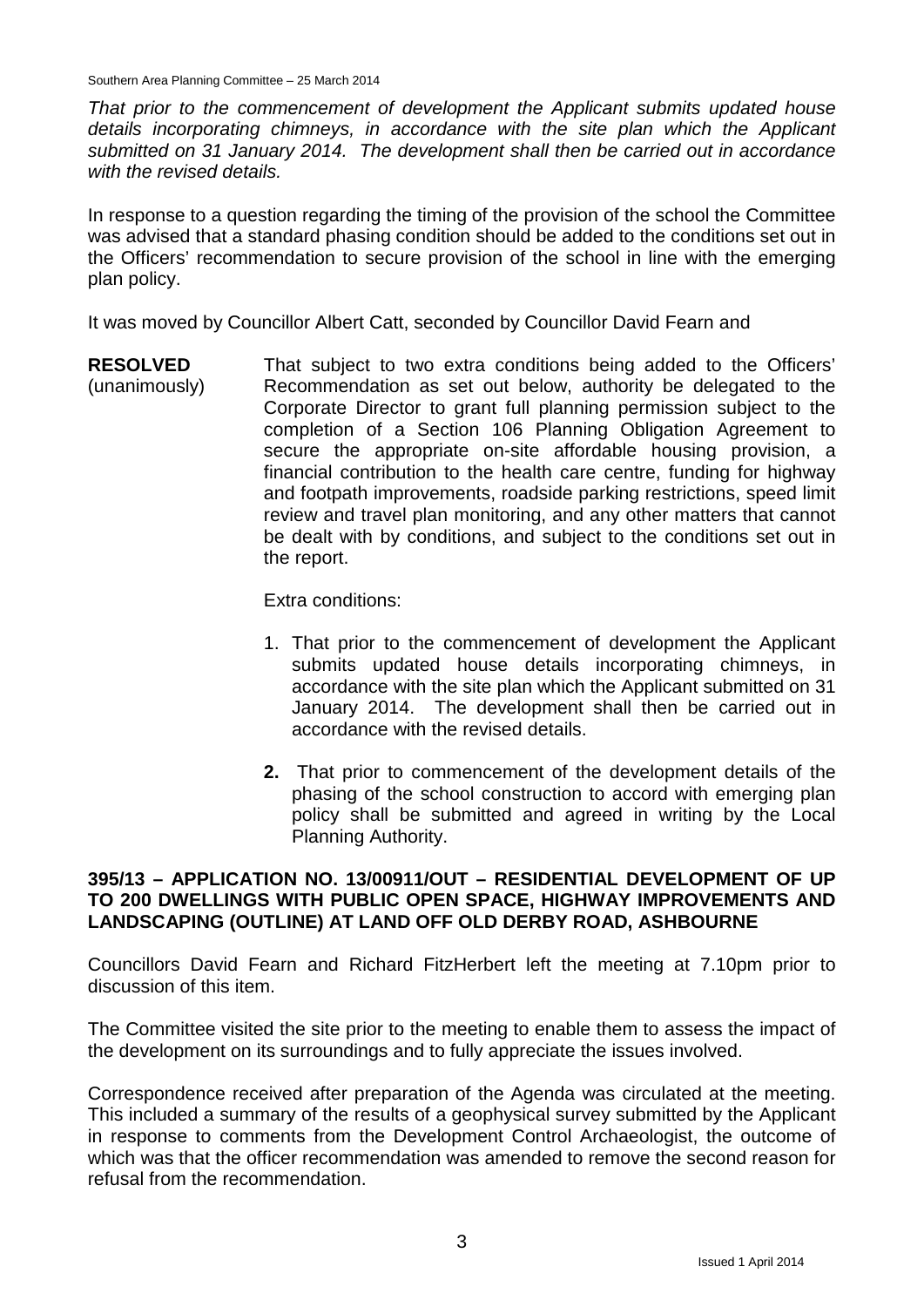*That prior to the commencement of development the Applicant submits updated house details incorporating chimneys, in accordance with the site plan which the Applicant submitted on 31 January 2014. The development shall then be carried out in accordance with the revised details.*

In response to a question regarding the timing of the provision of the school the Committee was advised that a standard phasing condition should be added to the conditions set out in the Officers' recommendation to secure provision of the school in line with the emerging plan policy.

It was moved by Councillor Albert Catt, seconded by Councillor David Fearn and

**RESOLVED** (unanimously)

That subject to two extra conditions being added to the Officers' Recommendation as set out below, authority be delegated to the Corporate Director to grant full planning permission subject to the completion of a Section 106 Planning Obligation Agreement to secure the appropriate on-site affordable housing provision, a financial contribution to the health care centre, funding for highway and footpath improvements, roadside parking restrictions, speed limit review and travel plan monitoring, and any other matters that cannot be dealt with by conditions, and subject to the conditions set out in the report.

Extra conditions:

1. That prior to the commencement of development the Applicant submits updated house details incorporating chimneys, in accordance with the site plan which the Applicant submitted on 31 January 2014. The development shall then be carried out in accordance with the revised details.

2. That prior to commencement of the development details of the phasing of the school construction to accord with emerging plan policy shall be submitted and agreed in writing by the Local Planning Authority.

## 395/13 – APPLICATION NO. 13/00911/OUT – RESIDENTIAL DEVELOPMENT OF UP TO 200 DWELLINGS WITH PUBLIC OPEN SPACE, HIGHWAY IMPROVEMENTS AND LANDSCAPING (OUTLINE) AT LAND OFF OLD DERBY ROAD, ASHBOURNE

Councillors David Fearn and Richard FitzHerbert left the meeting at 7.10pm prior to discussion of this item.

The Committee visited the site prior to the meeting to enable them to assess the impact of the development on its surroundings and to fully appreciate the issues involved.

Correspondence received after preparation of the Agenda was circulated at the meeting. This included a summary of the results of a geophysical survey submitted by the Applicant in response to comments from the Development Control Archaeologist, the outcome of which was that the officer recommendation was amended to remove the second reason for refusal from the recommendation.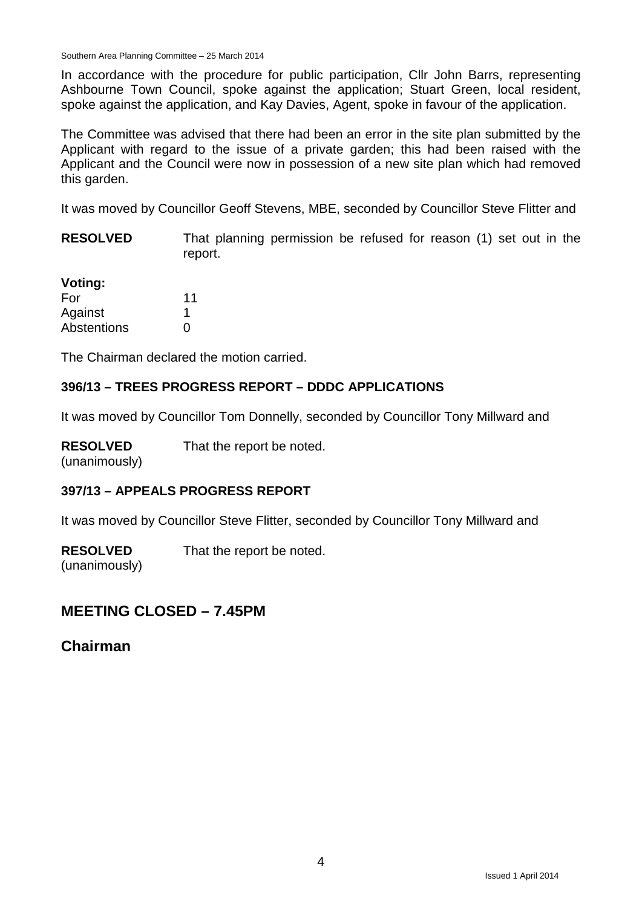In accordance with the procedure for public participation, Cllr John Barrs, representing Ashbourne Town Council, spoke against the application; Stuart Green, local resident, spoke against the application, and Kay Davies, Agent, spoke in favour of the application.

The Committee was advised that there had been an error in the site plan submitted by the Applicant with regard to the issue of a private garden; this had been raised with the Applicant and the Council were now in possession of a new site plan which had removed this garden.

It was moved by Councillor Geoff Stevens, MBE, seconded by Councillor Steve Flitter and

**RESOLVED** That planning permission be refused for reason (1) set out in the report.

**Voting:**

| | |
|---|---|
| For | 11 |
| Against | 1 |
| Abstentions | 0 |

The Chairman declared the motion carried.

### 396/13 – TREES PROGRESS REPORT – DDDC APPLICATIONS

It was moved by Councillor Tom Donnelly, seconded by Councillor Tony Millward and

**RESOLVED** (unanimously) That the report be noted.

### 397/13 – APPEALS PROGRESS REPORT

It was moved by Councillor Steve Flitter, seconded by Councillor Tony Millward and

**RESOLVED** (unanimously) That the report be noted.

## MEETING CLOSED – 7.45PM

## Chairman

Issued 1 April 2014